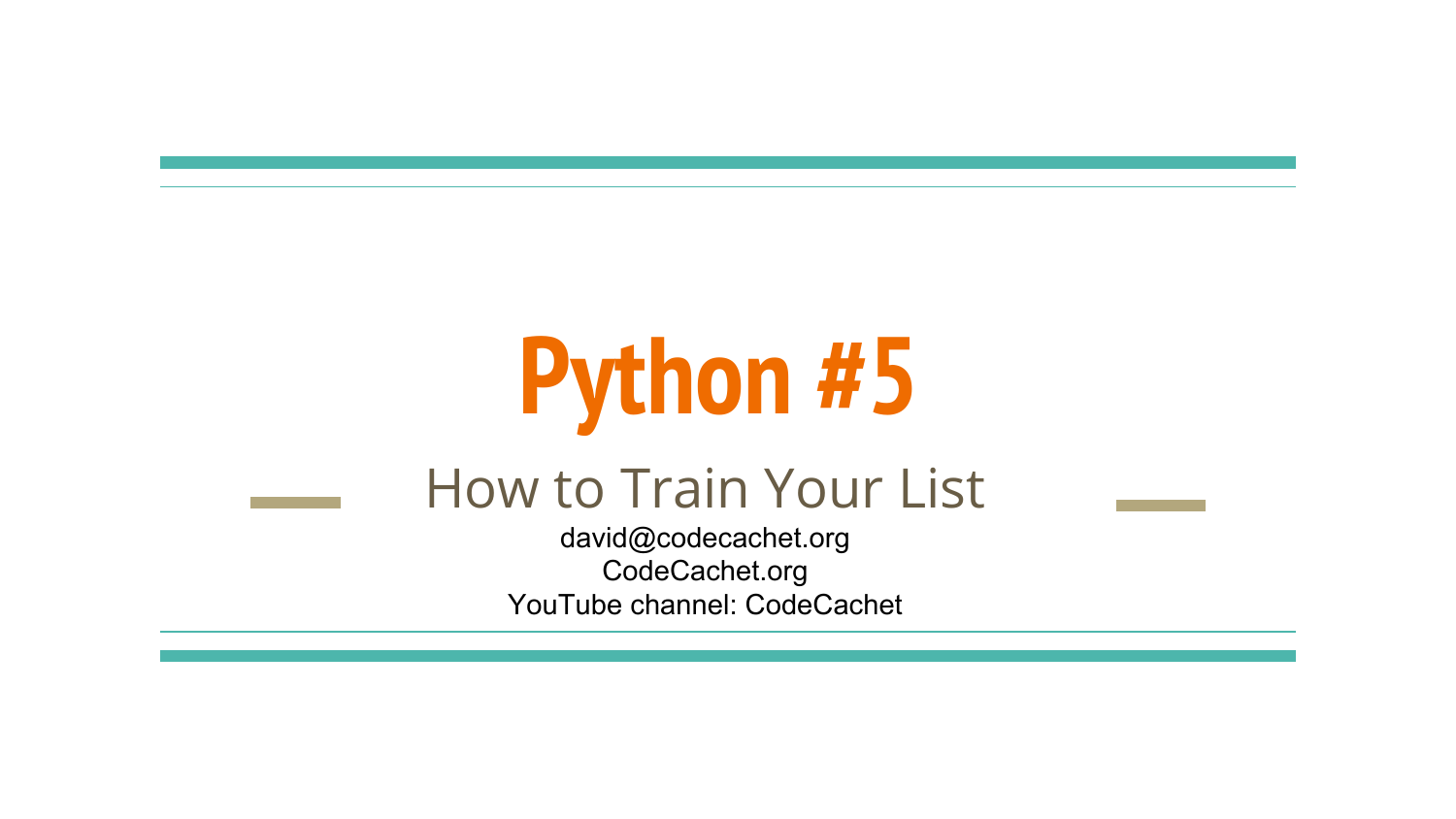# Python #5

## How to Train Your List

david@codecachet.org
CodeCachet.org
YouTube channel: CodeCachet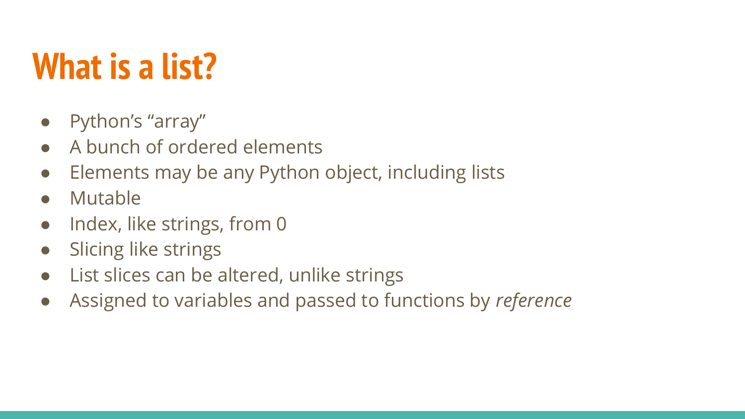# What is a list?

- Python’s “array”
- A bunch of ordered elements
- Elements may be any Python object, including lists
- Mutable
- Index, like strings, from 0
- Slicing like strings
- List slices can be altered, unlike strings
- Assigned to variables and passed to functions by *reference*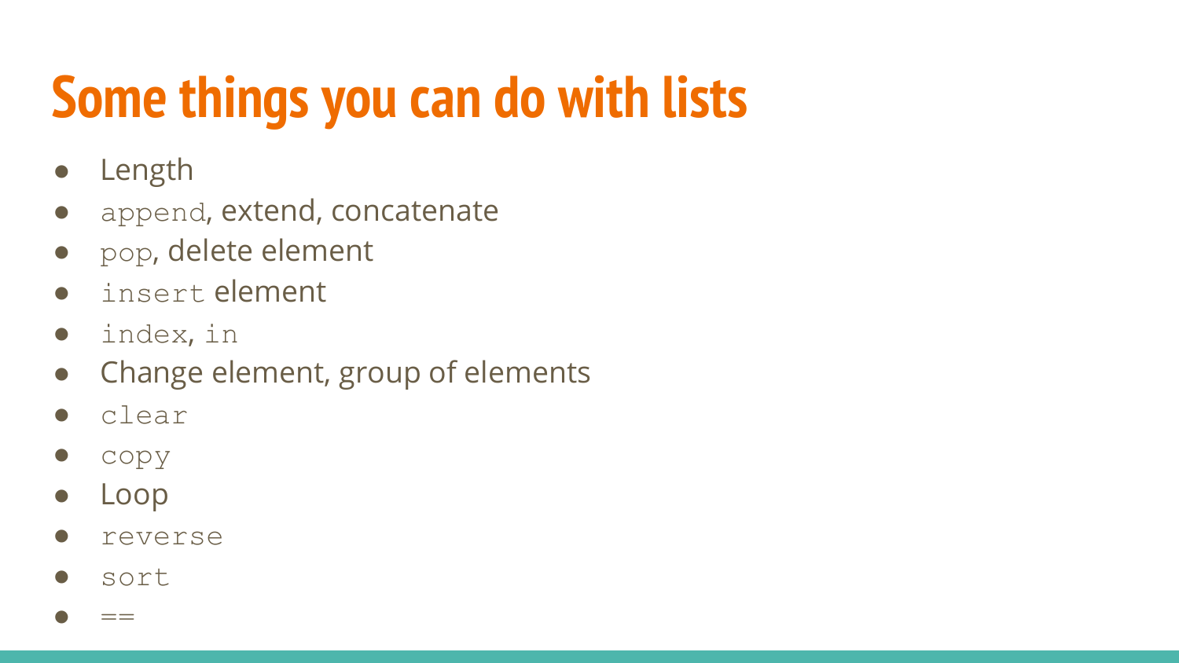# Some things you can do with lists

- Length
- `append`, extend, concatenate
- `pop`, delete element
- `insert` element
- `index`, `in`
- Change element, group of elements
- `clear`
- `copy`
- Loop
- `reverse`
- `sort`
- `==`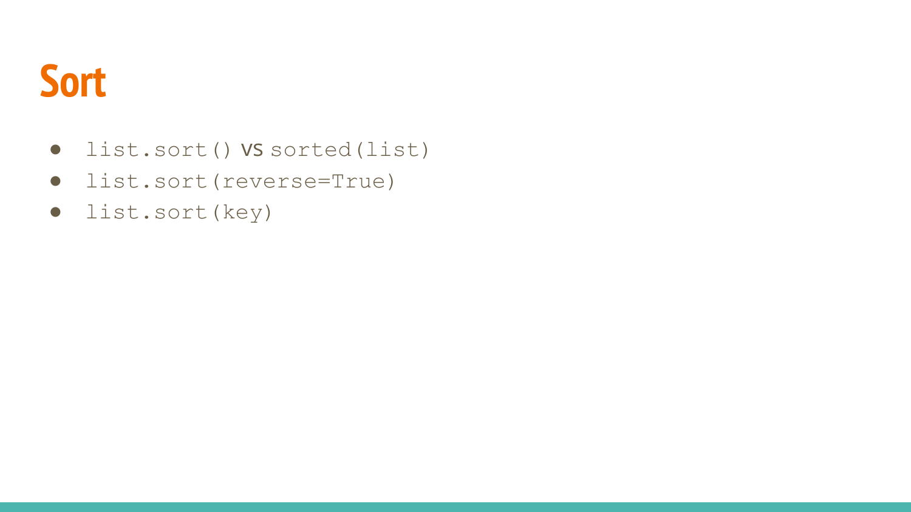# Sort

- `list.sort()` vs `sorted(list)`
- `list.sort(reverse=True)`
- `list.sort(key)`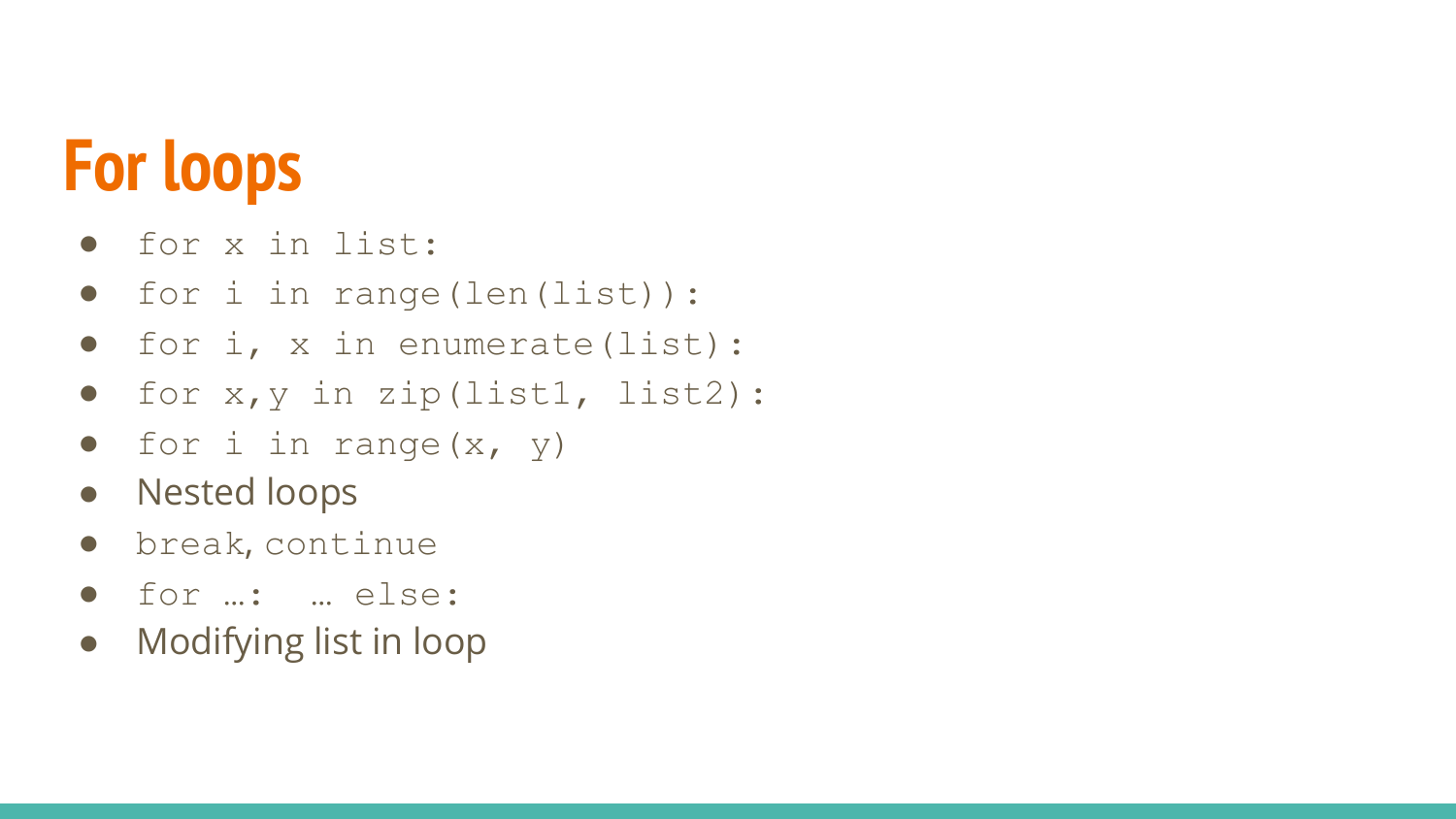# For loops

- `for x in list:`
- `for i in range(len(list)):`
- `for i, x in enumerate(list):`
- `for x,y in zip(list1, list2):`
- `for i in range(x, y)`
- Nested loops
- `break`, `continue`
- `for …: … else:`
- Modifying list in loop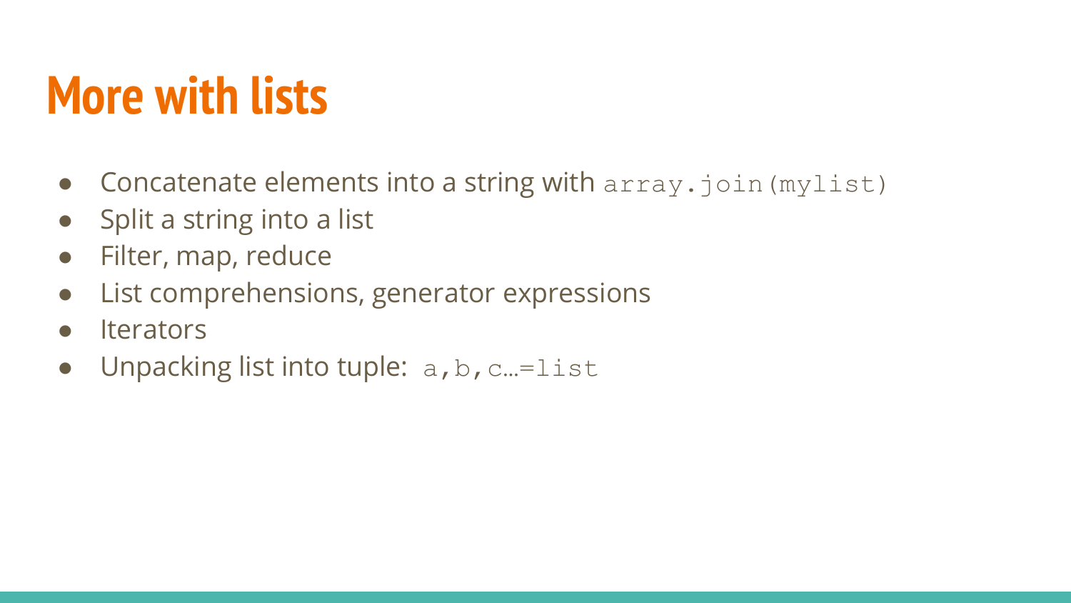# More with lists

- Concatenate elements into a string with `array.join(mylist)`
- Split a string into a list
- Filter, map, reduce
- List comprehensions, generator expressions
- Iterators
- Unpacking list into tuple: `a,b,c…=list`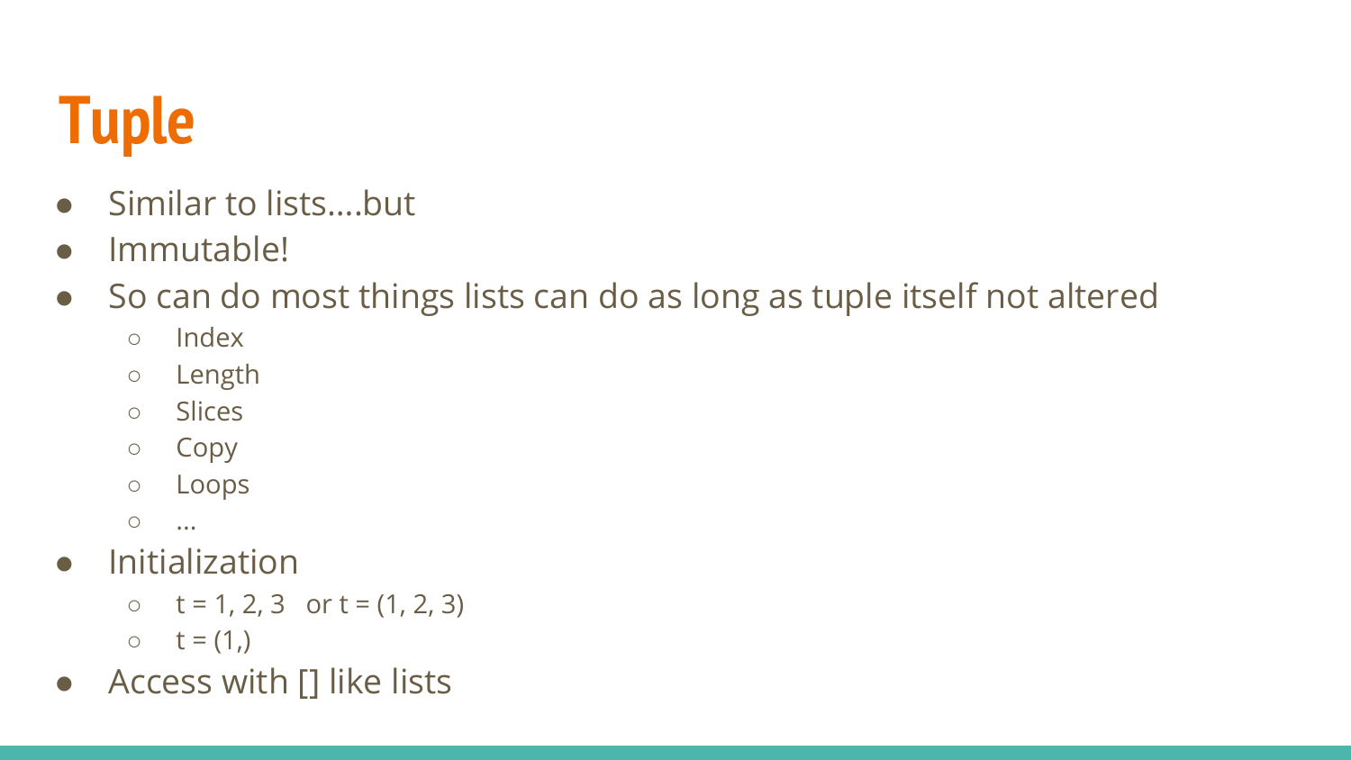# Tuple

- Similar to lists....but
- Immutable!
- So can do most things lists can do as long as tuple itself not altered
  - Index
  - Length
  - Slices
  - Copy
  - Loops
  - ...
- Initialization
  - t = 1, 2, 3   or t = (1, 2, 3)
  - t = (1,)
- Access with [] like lists